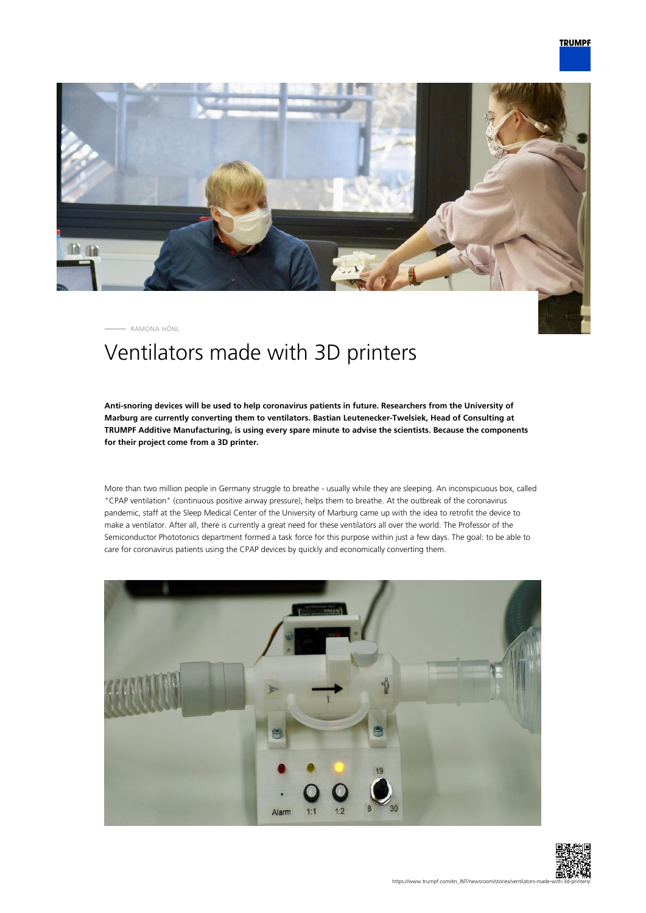RAMONA HÖNL

# Ventilators made with 3D printers

**Anti-snoring devices will be used to help coronavirus patients in future. Researchers from the University of Marburg are currently converting them to ventilators. Bastian Leutenecker-Twelsiek, Head of Consulting at TRUMPF Additive Manufacturing, is using every spare minute to advise the scientists. Because the components for their project come from a 3D printer.**

More than two million people in Germany struggle to breathe - usually while they are sleeping. An inconspicuous box, called "CPAP ventilation" (continuous positive airway pressure), helps them to breathe. At the outbreak of the coronavirus pandemic, staff at the Sleep Medical Center of the University of Marburg came up with the idea to retrofit the device to make a ventilator. After all, there is currently a great need for these ventilators all over the world. The Professor of the Semiconductor Phototonics department formed a task force for this purpose within just a few days. The goal: to be able to care for coronavirus patients using the CPAP devices by quickly and economically converting them.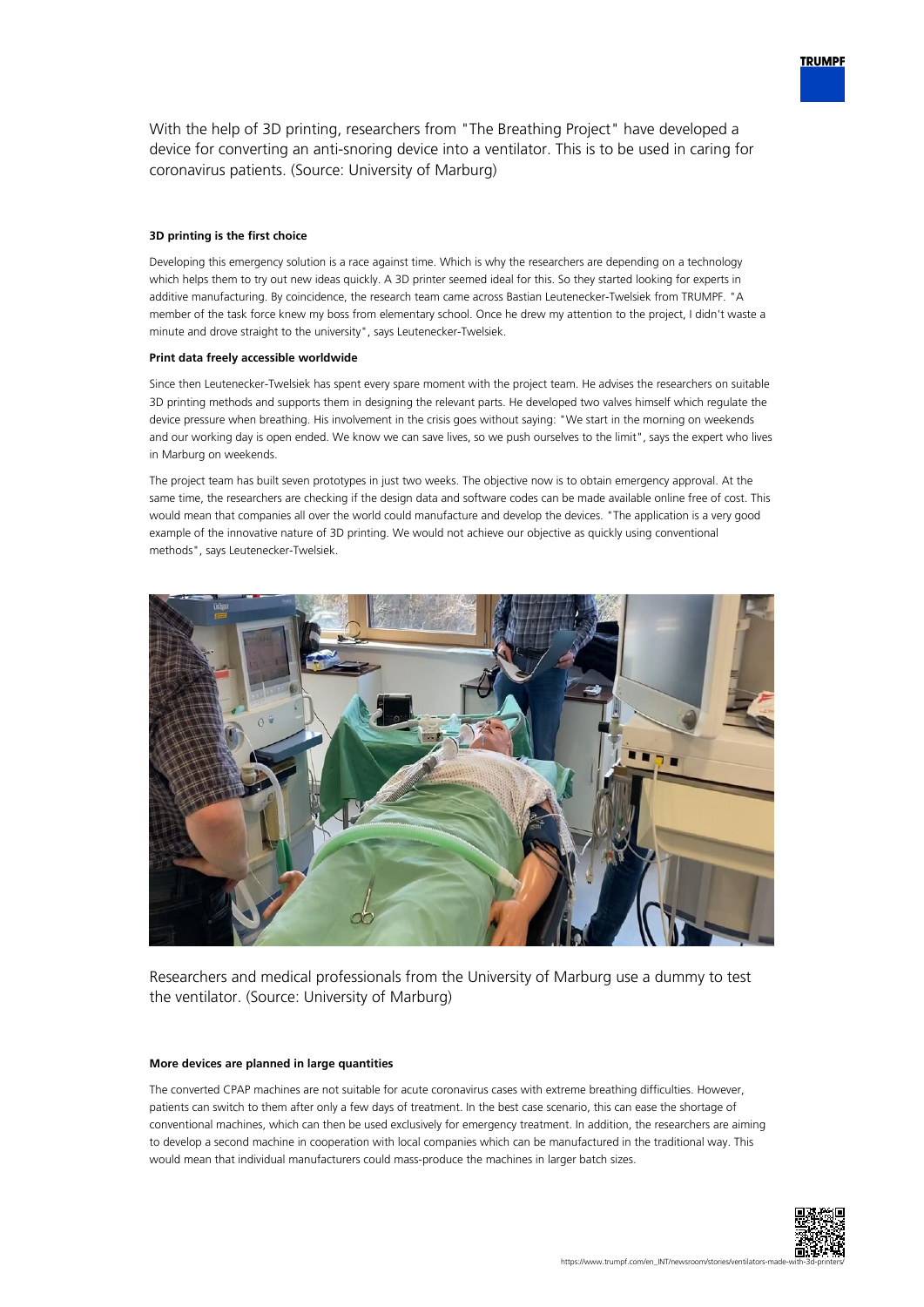With the help of 3D printing, researchers from "The Breathing Project" have developed a device for converting an anti-snoring device into a ventilator. This is to be used in caring for coronavirus patients. (Source: University of Marburg)

**3D printing is the first choice**

Developing this emergency solution is a race against time. Which is why the researchers are depending on a technology which helps them to try out new ideas quickly. A 3D printer seemed ideal for this. So they started looking for experts in additive manufacturing. By coincidence, the research team came across Bastian Leutenecker-Twelsiek from TRUMPF. "A member of the task force knew my boss from elementary school. Once he drew my attention to the project, I didn't waste a minute and drove straight to the university", says Leutenecker-Twelsiek.

**Print data freely accessible worldwide**

Since then Leutenecker-Twelsiek has spent every spare moment with the project team. He advises the researchers on suitable 3D printing methods and supports them in designing the relevant parts. He developed two valves himself which regulate the device pressure when breathing. His involvement in the crisis goes without saying: "We start in the morning on weekends and our working day is open ended. We know we can save lives, so we push ourselves to the limit", says the expert who lives in Marburg on weekends.

The project team has built seven prototypes in just two weeks. The objective now is to obtain emergency approval. At the same time, the researchers are checking if the design data and software codes can be made available online free of cost. This would mean that companies all over the world could manufacture and develop the devices. "The application is a very good example of the innovative nature of 3D printing. We would not achieve our objective as quickly using conventional methods", says Leutenecker-Twelsiek.

Researchers and medical professionals from the University of Marburg use a dummy to test the ventilator. (Source: University of Marburg)

**More devices are planned in large quantities**

The converted CPAP machines are not suitable for acute coronavirus cases with extreme breathing difficulties. However, patients can switch to them after only a few days of treatment. In the best case scenario, this can ease the shortage of conventional machines, which can then be used exclusively for emergency treatment. In addition, the researchers are aiming to develop a second machine in cooperation with local companies which can be manufactured in the traditional way. This would mean that individual manufacturers could mass-produce the machines in larger batch sizes.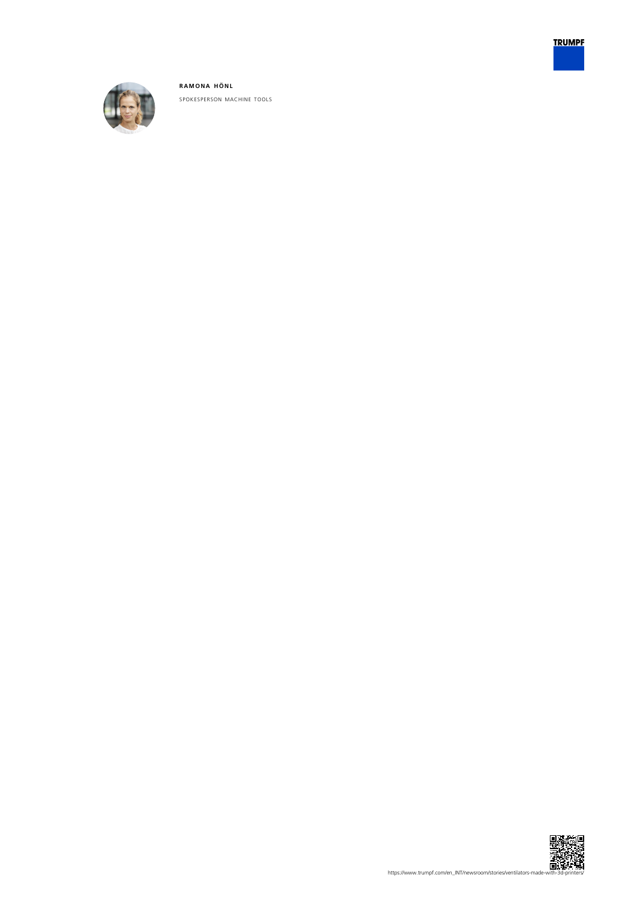**RAMONA HÖNL**

SPOKESPERSON MACHINE TOOLS

https://www.trumpf.com/en_INT/newsroom/stories/ventilators-made-with-3d-printers/